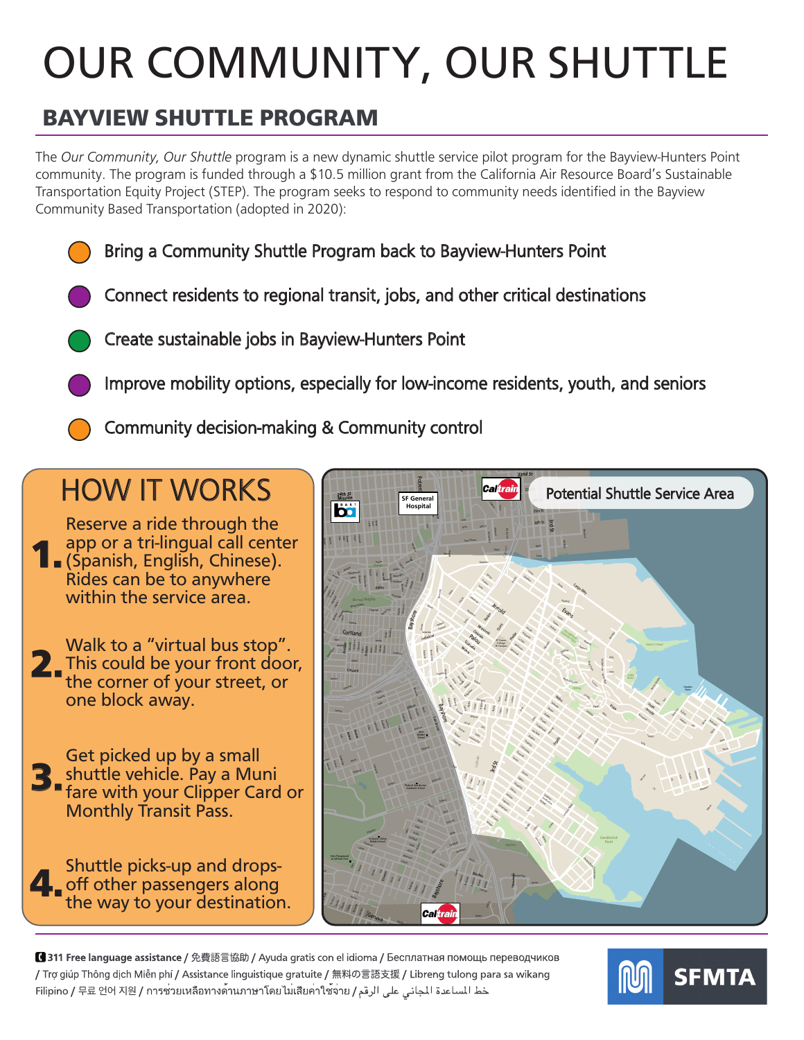# OUR COMMUNITY, OUR SHUTTLE

## BAYVIEW SHUTTLE PROGRAM

The *Our Community, Our Shuttle* program is a new dynamic shuttle service pilot program for the Bayview-Hunters Point community. The program is funded through a $10.5 million grant from the California Air Resource Board's Sustainable Transportation Equity Project (STEP). The program seeks to respond to community needs identified in the Bayview Community Based Transportation (adopted in 2020):

- Bring a Community Shuttle Program back to Bayview-Hunters Point
- Connect residents to regional transit, jobs, and other critical destinations
- Create sustainable jobs in Bayview-Hunters Point
- Improve mobility options, especially for low-income residents, youth, and seniors
- Community decision-making & Community control

## HOW IT WORKS

1. Reserve a ride through the app or a tri-lingual call center (Spanish, English, Chinese). Rides can be to anywhere within the service area.
2. Walk to a "virtual bus stop". This could be your front door, the corner of your street, or one block away.
3. Get picked up by a small shuttle vehicle. Pay a Muni fare with your Clipper Card or Monthly Transit Pass.
4. Shuttle picks-up and drops-off other passengers along the way to your destination.

**Potential Shuttle Service Area**

**311 Free language assistance** / 免費語言協助 / Ayuda gratis con el idioma / Бесплатная помощь переводчиков / Trợ giúp Thông dịch Miễn phí / Assistance linguistique gratuite / 無料の言語支援 / Libreng tulong para sa wikang Filipino / 무료 언어 지원 / การช่วยเหลือทางด้านภาษาโดยไม่เสียค่าใช้จ่าย / خط المساعدة المجاني على الرقم

SFMTA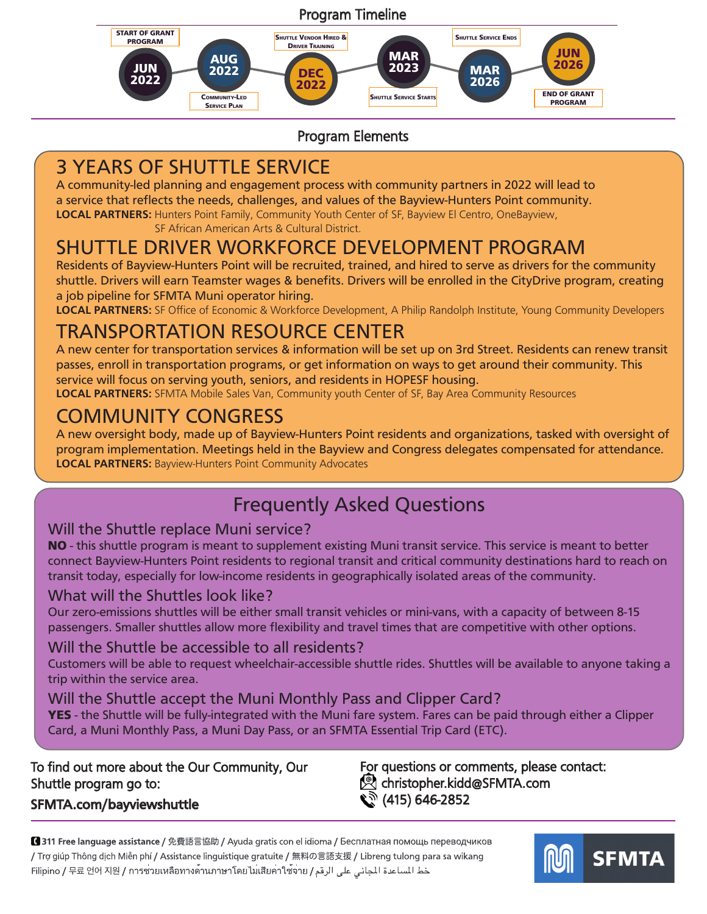## Program Timeline

- **JUN 2022** — Start of Grant Program
- **AUG 2022** — Community-Led Service Plan
- **DEC 2022** — Shuttle Vendor Hired & Driver Training
- **MAR 2023** — Shuttle Service Starts
- **MAR 2026** — Shuttle Service Ends
- **JUN 2026** — End of Grant Program

## Program Elements

### 3 YEARS OF SHUTTLE SERVICE

A community-led planning and engagement process with community partners in 2022 will lead to a service that reflects the needs, challenges, and values of the Bayview-Hunters Point community.

**LOCAL PARTNERS:** Hunters Point Family, Community Youth Center of SF, Bayview El Centro, OneBayview, SF African American Arts & Cultural District.

### SHUTTLE DRIVER WORKFORCE DEVELOPMENT PROGRAM

Residents of Bayview-Hunters Point will be recruited, trained, and hired to serve as drivers for the community shuttle. Drivers will earn Teamster wages & benefits. Drivers will be enrolled in the CityDrive program, creating a job pipeline for SFMTA Muni operator hiring.

**LOCAL PARTNERS:** SF Office of Economic & Workforce Development, A Philip Randolph Institute, Young Community Developers

### TRANSPORTATION RESOURCE CENTER

A new center for transportation services & information will be set up on 3rd Street. Residents can renew transit passes, enroll in transportation programs, or get information on ways to get around their community. This service will focus on serving youth, seniors, and residents in HOPESF housing.

**LOCAL PARTNERS:** SFMTA Mobile Sales Van, Community youth Center of SF, Bay Area Community Resources

### COMMUNITY CONGRESS

A new oversight body, made up of Bayview-Hunters Point residents and organizations, tasked with oversight of program implementation. Meetings held in the Bayview and Congress delegates compensated for attendance.

**LOCAL PARTNERS:** Bayview-Hunters Point Community Advocates

## Frequently Asked Questions

### Will the Shuttle replace Muni service?

**NO** - this shuttle program is meant to supplement existing Muni transit service. This service is meant to better connect Bayview-Hunters Point residents to regional transit and critical community destinations hard to reach on transit today, especially for low-income residents in geographically isolated areas of the community.

### What will the Shuttles look like?

Our zero-emissions shuttles will be either small transit vehicles or mini-vans, with a capacity of between 8-15 passengers. Smaller shuttles allow more flexibility and travel times that are competitive with other options.

### Will the Shuttle be accessible to all residents?

Customers will be able to request wheelchair-accessible shuttle rides. Shuttles will be available to anyone taking a trip within the service area.

### Will the Shuttle accept the Muni Monthly Pass and Clipper Card?

**YES** - the Shuttle will be fully-integrated with the Muni fare system. Fares can be paid through either a Clipper Card, a Muni Monthly Pass, a Muni Day Pass, or an SFMTA Essential Trip Card (ETC).

To find out more about the Our Community, Our Shuttle program go to:

**SFMTA.com/bayviewshuttle**

For questions or comments, please contact:

christopher.kidd@SFMTA.com

(415) 646-2852

**311 Free language assistance** / 免費語言協助 / Ayuda gratis con el idioma / Бесплатная помощь переводчиков / Trợ giúp Thông dịch Miễn phí / Assistance linguistique gratuite / 無料の言語支援 / Libreng tulong para sa wikang Filipino / 무료 언어 지원 / การช่วยเหลือทางด้านภาษาโดยไม่เสียค่าใช้จ่าย / خط المساعدة المجاني على الرقم

SFMTA